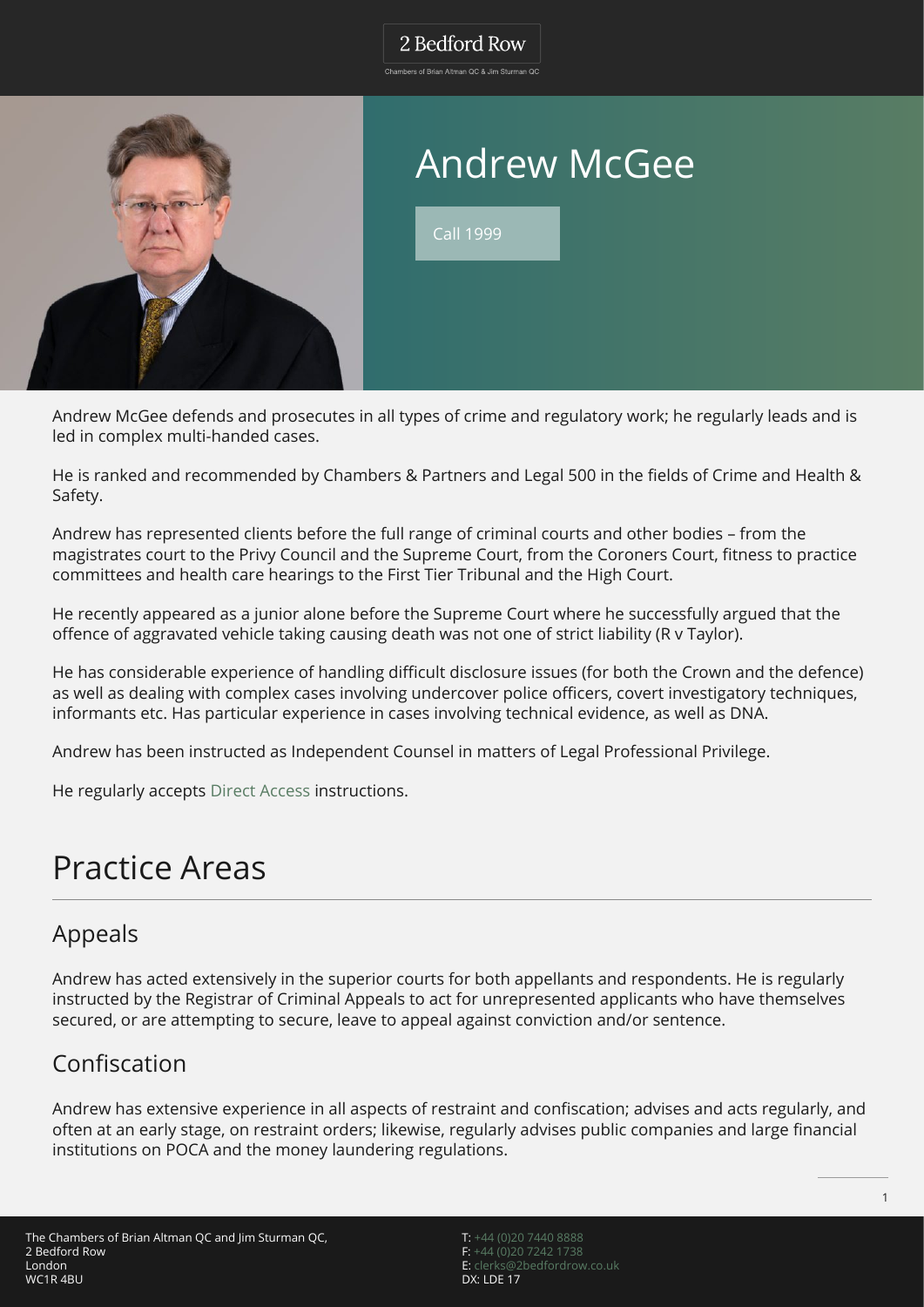# Andrew McGee

Call 1999

Andrew McGee defends and prosecutes in all types of crime and regulatory work; he regularly leads and is led in complex multi-handed cases.

He is ranked and recommended by Chambers & Partners and Legal 500 in the fields of Crime and Health & Safety.

Andrew has represented clients before the full range of criminal courts and other bodies – from the magistrates court to the Privy Council and the Supreme Court, from the Coroners Court, fitness to practice committees and health care hearings to the First Tier Tribunal and the High Court.

He recently appeared as a junior alone before the Supreme Court where he successfully argued that the offence of aggravated vehicle taking causing death was not one of strict liability (R v Taylor).

He has considerable experience of handling difficult disclosure issues (for both the Crown and the defence) as well as dealing with complex cases involving undercover police officers, covert investigatory techniques, informants etc. Has particular experience in cases involving technical evidence, as well as DNA.

Andrew has been instructed as Independent Counsel in matters of Legal Professional Privilege.

He regularly accepts Direct Access instructions.

# Practice Areas

## Appeals

Andrew has acted extensively in the superior courts for both appellants and respondents. He is regularly instructed by the Registrar of Criminal Appeals to act for unrepresented applicants who have themselves secured, or are attempting to secure, leave to appeal against conviction and/or sentence.

## Confiscation

Andrew has extensive experience in all aspects of restraint and confiscation; advises and acts regularly, and often at an early stage, on restraint orders; likewise, regularly advises public companies and large financial institutions on POCA and the money laundering regulations.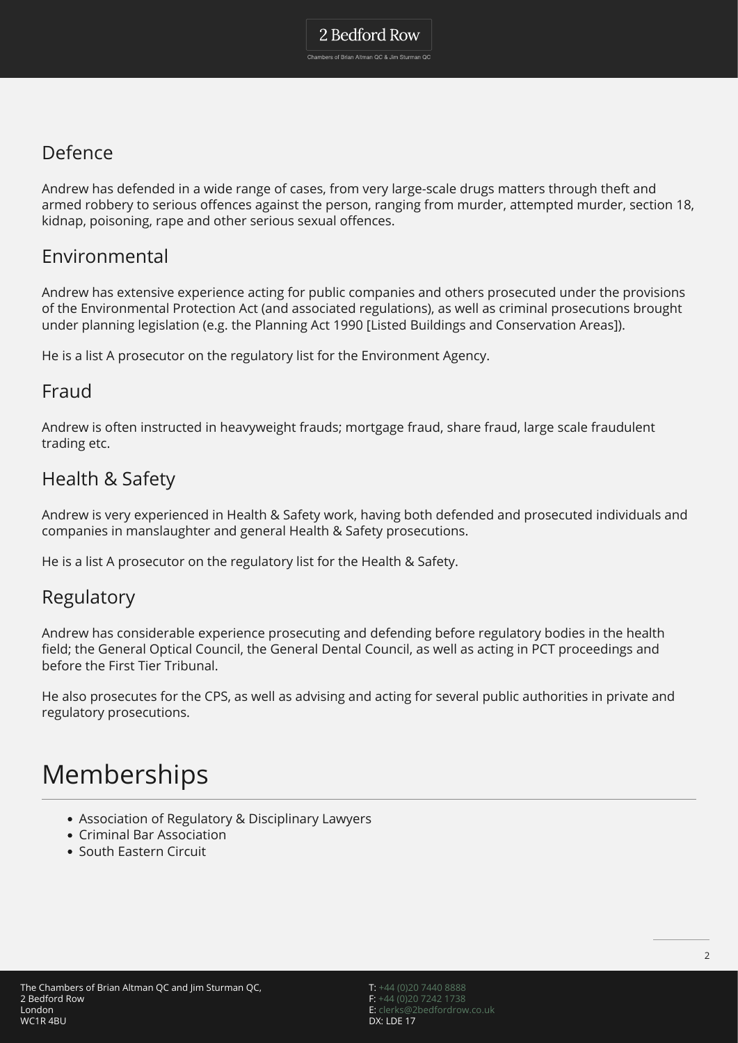## Defence

Andrew has defended in a wide range of cases, from very large-scale drugs matters through theft and armed robbery to serious offences against the person, ranging from murder, attempted murder, section 18, kidnap, poisoning, rape and other serious sexual offences.

## Environmental

Andrew has extensive experience acting for public companies and others prosecuted under the provisions of the Environmental Protection Act (and associated regulations), as well as criminal prosecutions brought under planning legislation (e.g. the Planning Act 1990 [Listed Buildings and Conservation Areas]).

He is a list A prosecutor on the regulatory list for the Environment Agency.

## Fraud

Andrew is often instructed in heavyweight frauds; mortgage fraud, share fraud, large scale fraudulent trading etc.

## Health & Safety

Andrew is very experienced in Health & Safety work, having both defended and prosecuted individuals and companies in manslaughter and general Health & Safety prosecutions.

He is a list A prosecutor on the regulatory list for the Health & Safety.

## Regulatory

Andrew has considerable experience prosecuting and defending before regulatory bodies in the health field; the General Optical Council, the General Dental Council, as well as acting in PCT proceedings and before the First Tier Tribunal.

He also prosecutes for the CPS, as well as advising and acting for several public authorities in private and regulatory prosecutions.

# Memberships

- Association of Regulatory & Disciplinary Lawyers
- Criminal Bar Association
- South Eastern Circuit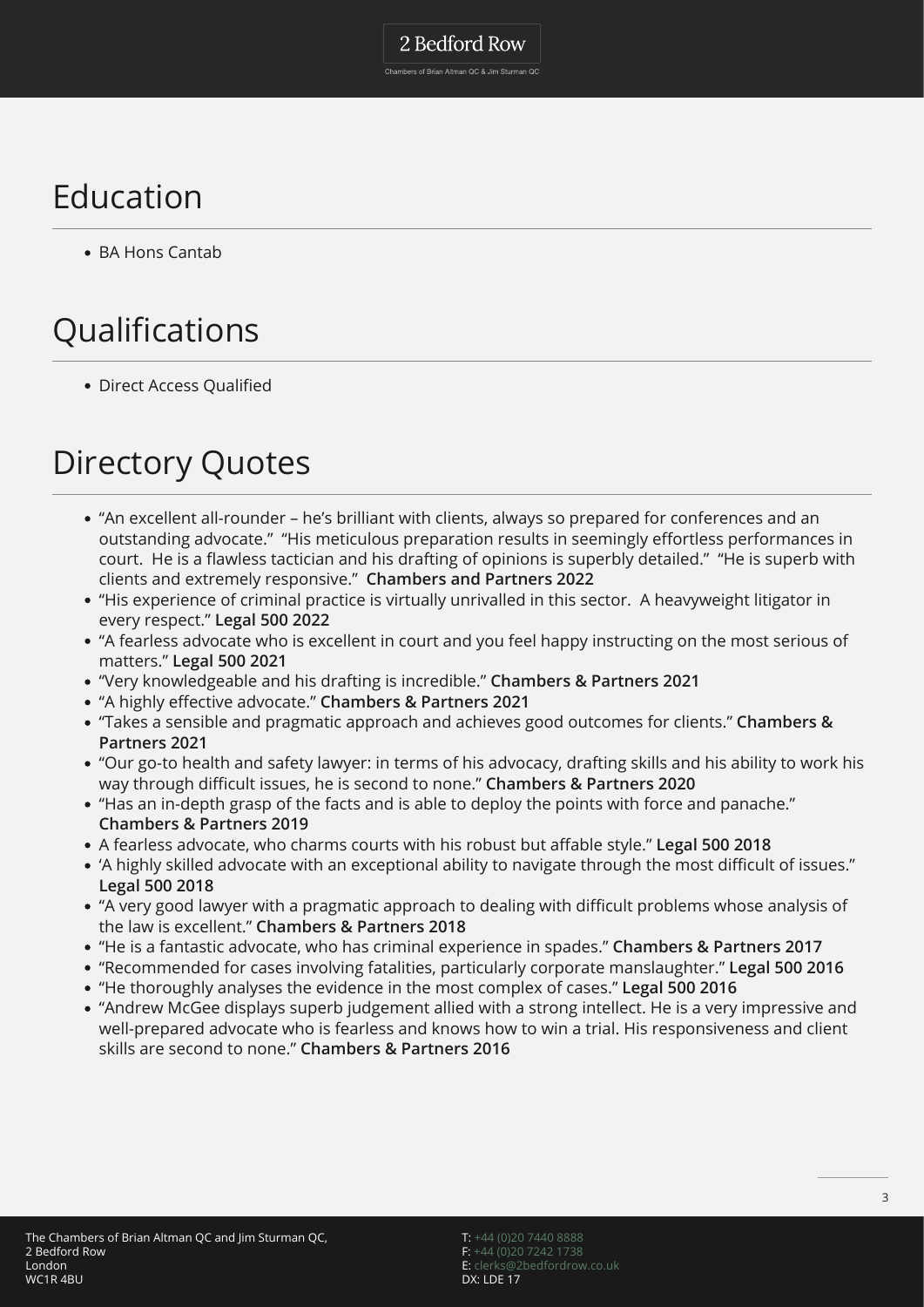# Education

- BA Hons Cantab

# Qualifications

- Direct Access Qualified

# Directory Quotes

- "An excellent all-rounder – he's brilliant with clients, always so prepared for conferences and an outstanding advocate."  "His meticulous preparation results in seemingly effortless performances in court.  He is a flawless tactician and his drafting of opinions is superbly detailed."  "He is superb with clients and extremely responsive."  **Chambers and Partners 2022**
- "His experience of criminal practice is virtually unrivalled in this sector.  A heavyweight litigator in every respect." **Legal 500 2022**
- "A fearless advocate who is excellent in court and you feel happy instructing on the most serious of matters." **Legal 500 2021**
- "Very knowledgeable and his drafting is incredible." **Chambers & Partners 2021**
- "A highly effective advocate." **Chambers & Partners 2021**
- "Takes a sensible and pragmatic approach and achieves good outcomes for clients." **Chambers & Partners 2021**
- "Our go-to health and safety lawyer: in terms of his advocacy, drafting skills and his ability to work his way through difficult issues, he is second to none." **Chambers & Partners 2020**
- "Has an in-depth grasp of the facts and is able to deploy the points with force and panache." **Chambers & Partners 2019**
- A fearless advocate, who charms courts with his robust but affable style." **Legal 500 2018**
- 'A highly skilled advocate with an exceptional ability to navigate through the most difficult of issues." **Legal 500 2018**
- "A very good lawyer with a pragmatic approach to dealing with difficult problems whose analysis of the law is excellent." **Chambers & Partners 2018**
- "He is a fantastic advocate, who has criminal experience in spades." **Chambers & Partners 2017**
- "Recommended for cases involving fatalities, particularly corporate manslaughter." **Legal 500 2016**
- "He thoroughly analyses the evidence in the most complex of cases." **Legal 500 2016**
- "Andrew McGee displays superb judgement allied with a strong intellect. He is a very impressive and well-prepared advocate who is fearless and knows how to win a trial. His responsiveness and client skills are second to none." **Chambers & Partners 2016**